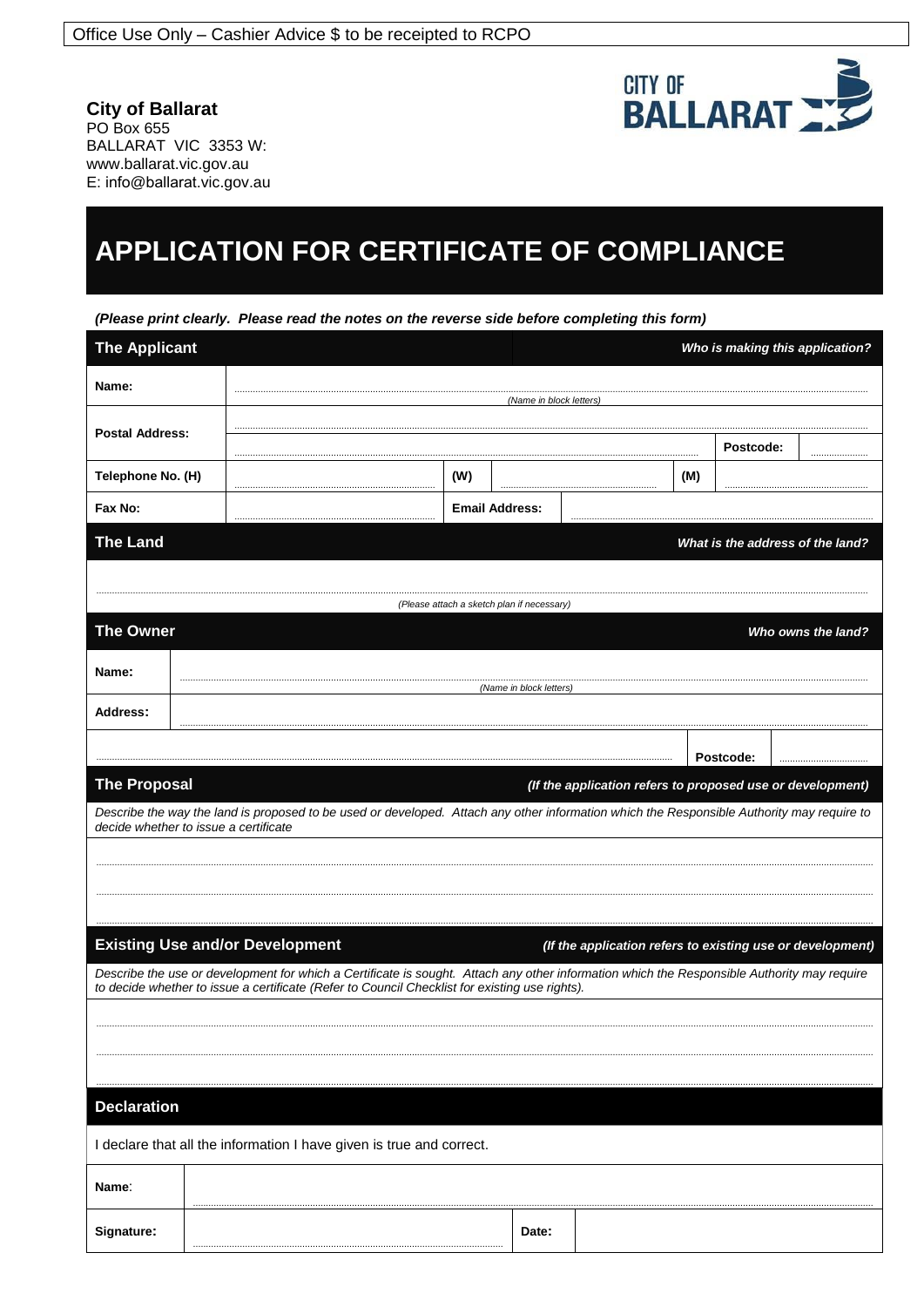Office Use Only – Cashier Advice $ to be receipted to RCPO

**City of Ballarat**
PO Box 655
BALLARAT VIC 3353 W: www.ballarat.vic.gov.au
E: info@ballarat.vic.gov.au

# APPLICATION FOR CERTIFICATE OF COMPLIANCE

***(Please print clearly. Please read the notes on the reverse side before completing this form)***

## The Applicant

***Who is making this application?***

| | | | | | |
|---|---|---|---|---|---|
| **Name:** | *(Name in block letters)* | | | | |
| **Postal Address:** | | | | **Postcode:** | |
| **Telephone No. (H)** | | **(W)** | | **(M)** | |
| **Fax No:** | | **Email Address:** | | | |

## The Land

***What is the address of the land?***

*(Please attach a sketch plan if necessary)*

## The Owner

***Who owns the land?***

| | | | |
|---|---|---|---|
| **Name:** | *(Name in block letters)* | | |
| **Address:** | | | |
| | | **Postcode:** | |

## The Proposal

***(If the application refers to proposed use or development)***

*Describe the way the land is proposed to be used or developed. Attach any other information which the Responsible Authority may require to decide whether to issue a certificate*

## Existing Use and/or Development

***(If the application refers to existing use or development)***

*Describe the use or development for which a Certificate is sought. Attach any other information which the Responsible Authority may require to decide whether to issue a certificate (Refer to Council Checklist for existing use rights).*

## Declaration

I declare that all the information I have given is true and correct.

| | | | |
|---|---|---|---|
| **Name**: | | | |
| **Signature:** | | **Date:** | |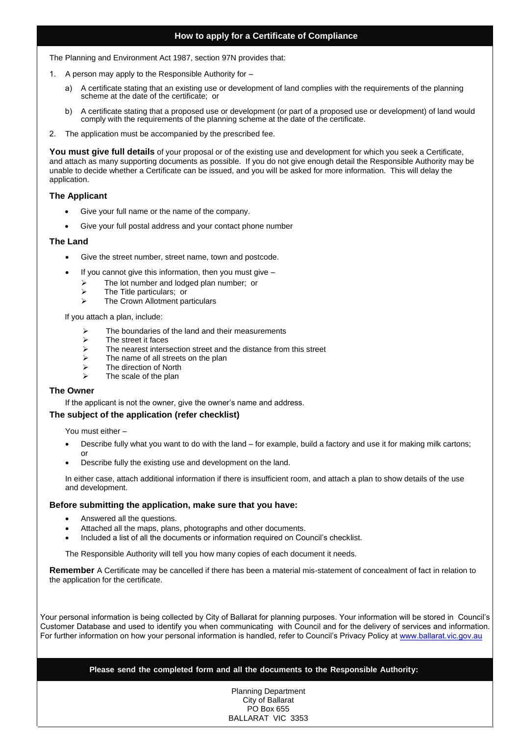## How to apply for a Certificate of Compliance

The Planning and Environment Act 1987, section 97N provides that:

1. A person may apply to the Responsible Authority for –
   a) A certificate stating that an existing use or development of land complies with the requirements of the planning scheme at the date of the certificate; or
   b) A certificate stating that a proposed use or development (or part of a proposed use or development) of land would comply with the requirements of the planning scheme at the date of the certificate.
2. The application must be accompanied by the prescribed fee.

**You must give full details** of your proposal or of the existing use and development for which you seek a Certificate, and attach as many supporting documents as possible. If you do not give enough detail the Responsible Authority may be unable to decide whether a Certificate can be issued, and you will be asked for more information. This will delay the application.

### The Applicant

- Give your full name or the name of the company.
- Give your full postal address and your contact phone number

### The Land

- Give the street number, street name, town and postcode.
- If you cannot give this information, then you must give –
  - The lot number and lodged plan number; or
  - The Title particulars; or
  - The Crown Allotment particulars

If you attach a plan, include:

- The boundaries of the land and their measurements
- The street it faces
- The nearest intersection street and the distance from this street
- The name of all streets on the plan
- The direction of North
- The scale of the plan

### The Owner

If the applicant is not the owner, give the owner's name and address.

### The subject of the application (refer checklist)

You must either –

- Describe fully what you want to do with the land – for example, build a factory and use it for making milk cartons; or
- Describe fully the existing use and development on the land.

In either case, attach additional information if there is insufficient room, and attach a plan to show details of the use and development.

### Before submitting the application, make sure that you have:

- Answered all the questions.
- Attached all the maps, plans, photographs and other documents.
- Included a list of all the documents or information required on Council's checklist.

The Responsible Authority will tell you how many copies of each document it needs.

**Remember** A Certificate may be cancelled if there has been a material mis-statement of concealment of fact in relation to the application for the certificate.

Your personal information is being collected by City of Ballarat for planning purposes. Your information will be stored in Council's Customer Database and used to identify you when communicating with Council and for the delivery of services and information. For further information on how your personal information is handled, refer to Council's Privacy Policy at www.ballarat.vic.gov.au

**Please send the completed form and all the documents to the Responsible Authority:**

Planning Department
City of Ballarat
PO Box 655
BALLARAT VIC 3353